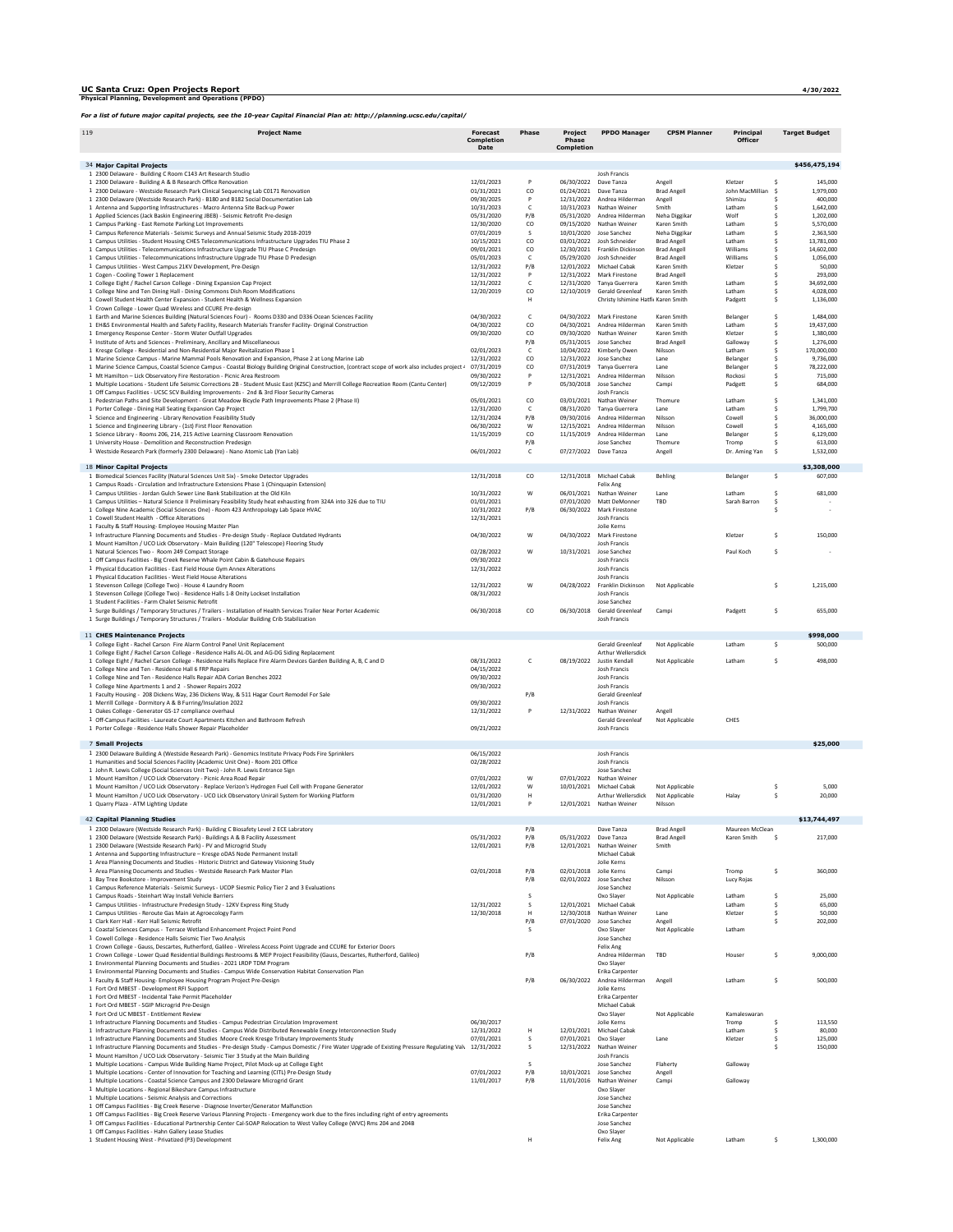**UC Santa Cruz: Open Projects Report** 4/30/2022

**Physical Planning, Development and Operations (PPDO)**

*For a list of future major capital projects, see the 10-year Capital Financial Plan at: http://planning.ucsc.edu/capital/*

| 119 | Project Name | Forecast Completion Date | Phase | Project Phase Completion | PPDO Manager | CPSM Planner | Principal Officer | Target Budget |
|---|---|---|---|---|---|---|---|---|
| 34 | **Major Capital Projects** | | | | | | | **$456,475,194** |
| 1 | 2300 Delaware - Building C Room C143 Art Research Studio | | | | Josh Francis | | | |
| 1 | 2300 Delaware - Building A & B Research Office Renovation | 12/01/2023 | P | 06/30/2022 | Dave Tanza | Angell | Kletzer | $ 145,000 |
| 1 | 2300 Delaware - Westside Research Park Clinical Sequencing Lab C0171 Renovation | 01/31/2021 | CO | 01/24/2021 | Dave Tanza | Brad Angell | John MacMillian | $ 1,979,000 |
| 1 | 2300 Delaware (Westside Research Park) - B180 and B182 Social Documentation Lab | 09/30/2025 | P | 12/31/2022 | Andrea Hilderman | Angell | Shimizu | $ 400,000 |
| 1 | Antenna and Supporting Infrastructures - Macro Antenna Site Back-up Power | 10/31/2023 | C | 10/31/2023 | Nathan Weiner | Smith | Latham | $ 1,642,000 |
| 1 | Applied Sciences (Jack Baskin Engineering JBEB) - Seismic Retrofit Pre-design | 05/31/2020 | P/B | 05/31/2020 | Andrea Hilderman | Neha Diggikar | Wolf | $ 1,202,000 |
| 1 | Campus Parking - East Remote Parking Lot Improvements | 12/30/2020 | CO | 09/15/2020 | Nathan Weiner | Karen Smith | Latham | $ 5,570,000 |
| 1 | Campus Reference Materials - Seismic Surveys and Annual Seismic Study 2018-2019 | 07/01/2019 | S | 10/01/2020 | Jose Sanchez | Neha Diggikar | Latham | $ 2,363,500 |
| 1 | Campus Utilities - Student Housing CHES Telecommunications Infrastructure Upgrades TIU Phase 2 | 10/15/2021 | CO | 03/01/2022 | Josh Schneider | Brad Angell | Latham | $ 13,781,000 |
| 1 | Campus Utilities - Telecommunications Infrastructure Upgrade TIU Phase C Predesign | 09/01/2021 | CO | 12/30/2021 | Franklin Dickinson | Brad Angell | Williams | $ 14,602,000 |
| 1 | Campus Utilities - Telecommunications Infrastructure Upgrade TIU Phase D Predesign | 05/01/2023 | C | 05/29/2020 | Josh Schneider | Brad Angell | Williams | $ 1,056,000 |
| 1 | Campus Utilities - West Campus 21KV Development, Pre-Design | 12/31/2022 | P/B | 12/01/2022 | Michael Cabak | Karen Smith | Kletzer | $ 50,000 |
| 1 | Cogen - Cooling Tower 1 Replacement | 12/31/2022 | P | 12/31/2022 | Mark Firestone | Brad Angell | | $ 293,000 |
| 1 | College Eight / Rachel Carson College - Dining Expansion Cap Project | 12/31/2022 | C | 12/30/2020 | Tanya Guerrera | Karen Smith | Latham | $ 34,692,000 |
| 1 | College Nine and Ten Dining Hall - Dining Commons Dish Room Modifications | 12/20/2019 | CO | 12/10/2019 | Gerald Greenleaf | Karen Smith | Latham | $ 4,028,000 |
| 1 | Cowell Student Health Center Expansion - Student Health & Wellness Expansion | | H | | Christy Ishimine Hatfield | Karen Smith | Padgett | $ 1,136,000 |
| 1 | Crown College - Lower Quad Wireless and CCURE Pre-design | | | | | | | |
| 1 | Earth and Marine Sciences Building (Natural Sciences Four) - Rooms D330 and D336 Ocean Sciences Facility | 04/30/2022 | C | 04/30/2022 | Mark Firestone | Karen Smith | Belanger | $ 1,484,000 |
| 1 | EH&S Environmental Health and Safety Facility, Research Materials Transfer Facility- Original Construction | 04/30/2022 | CO | 04/30/2021 | Andrea Hilderman | Karen Smith | Latham | $ 19,437,000 |
| 1 | Emergency Response Center - Storm Water Outfall Upgrades | 09/30/2020 | CO | 09/30/2020 | Nathan Weiner | Karen Smith | Kletzer | $ 1,380,000 |
| 1 | Institute of Arts and Sciences - Preliminary, Ancillary and Miscellaneous | | P/B | 05/31/2015 | Jose Sanchez | Brad Angell | Galloway | $ 1,276,000 |
| 1 | Kresge College - Residential and Non-Residential Major Revitalization Phase 1 | 02/01/2023 | C | 10/04/2022 | Kimberly Owen | Nilsson | Latham | $ 170,000,000 |
| 1 | Marine Science Campus - Marine Mammal Pools Renovation and Expansion, Phase 2 at Long Marine Lab | 12/31/2022 | CO | 12/31/2022 | Jose Sanchez | Lane | Belanger | $ 9,736,000 |
| 1 | Marine Science Campus, Coastal Science Campus - Coastal Biology Building Original Construction, (contract scope of work also includes project 4 | 07/31/2019 | CO | 07/31/2019 | Tanya Guerrera | Lane | Belanger | $ 78,222,000 |
| 1 | Mt Hamilton – Lick Observatory Fire Restoration - Picnic Area Restroom | 09/30/2022 | P | 12/31/2021 | Andrea Hilderman | Nilsson | Rockosi | $ 715,000 |
| 1 | Multiple Locations - Student Life Seismic Corrections 2B - Student Music East (KZSC) and Merrill College Recreation Room (Cantu Center) | 09/12/2019 | P | 05/30/2018 | Jose Sanchez | Campi | Padgett | $ 684,000 |
| 1 | Off Campus Facilities - UCSC SCV Building Improvements - 2nd & 3rd Floor Security Cameras | | | | Josh Francis | | | |
| 1 | Pedestrian Paths and Site Development - Great Meadow Bicycle Path Improvements Phase 2 (Phase II) | 05/01/2021 | CO | 03/01/2021 | Nathan Weiner | Thomure | Latham | $ 1,341,000 |
| 1 | Porter College - Dining Hall Seating Expansion Cap Project | 12/31/2020 | C | 08/31/2020 | Tanya Guerrera | Lane | Latham | $ 1,799,700 |
| 1 | Science and Engineering - Library Renovation Feasibility Study | 12/31/2024 | P/B | 09/30/2016 | Andrea Hilderman | Nilsson | Cowell | $ 36,000,000 |
| 1 | Science and Engineering Library - (1st) First Floor Renovation | 06/30/2022 | W | 12/15/2021 | Andrea Hilderman | Nilsson | Cowell | $ 4,165,000 |
| 1 | Science Library - Rooms 206, 214, 215 Active Learning Classroom Renovation | 11/15/2019 | CO | 11/15/2019 | Andrea Hilderman | Lane | Belanger | $ 6,129,000 |
| 1 | University House - Demolition and Reconstruction Predesign | | P/B | | Jose Sanchez | Thomure | Tromp | $ 613,000 |
| 1 | Westside Research Park (formerly 2300 Delaware) - Nano Atomic Lab (Yan Lab) | 06/01/2022 | C | 07/27/2022 | Dave Tanza | Angell | Dr. Aming Yan | $ 1,532,000 |
| 18 | **Minor Capital Projects** | | | | | | | **$3,308,000** |
| 1 | Biomedical Sciences Facility (Natural Sciences Unit Six) - Smoke Detector Upgrades | 12/31/2018 | CO | 12/31/2018 | Michael Cabak | Behling | Belanger | $ 607,000 |
| 1 | Campus Roads - Circulation and Infrastructure Extensions Phase 1 (Chinquapin Extension) | | | | Felix Ang | | | |
| 1 | Campus Utilities - Jordan Gulch Sewer Line Bank Stabilization at the Old Kiln | 10/31/2022 | W | 06/01/2021 | Nathan Weiner | Lane | Latham | $ 681,000 |
| 1 | Campus Utilities – Natural Science II Preliminary Feasibility Study heat exhausting from 324A into 326 due to TIU | 01/01/2021 | | 07/01/2020 | Matt DeMonner | TBD | Sarah Barron | $ - |
| 1 | College Nine Academic (Social Sciences One) - Room 423 Anthropology Lab Space HVAC | 10/31/2022 | P/B | 06/30/2022 | Mark Firestone | | | $ - |
| 1 | Cowell Student Health - Office Alterations | 12/31/2021 | | | Josh Francis | | | |
| 1 | Faculty & Staff Housing- Employee Housing Master Plan | | | | Jolie Kerns | | | |
| 1 | Infrastructure Planning Documents and Studies - Pre-design Study - Replace Outdated Hydrants | 04/30/2022 | W | 04/30/2022 | Mark Firestone | | Kletzer | $ 150,000 |
| 1 | Mount Hamilton / UCO Lick Observatory - Main Building (120" Telescope) Flooring Study | | | | Josh Francis | | | |
| 1 | Natural Sciences Two - Room 249 Compact Storage | 02/28/2022 | W | 10/31/2021 | Jose Sanchez | | Paul Koch | $ - |
| 1 | Off Campus Facilities - Big Creek Reserve Whale Point Cabin & Gatehouse Repairs | 09/30/2022 | | | Josh Francis | | | |
| 1 | Physical Education Facilities - East Field House Gym Annex Alterations | 12/31/2022 | | | Josh Francis | | | |
| 1 | Physical Education Facilities - West Field House Alterations | | | | Josh Francis | | | |
| 1 | Stevenson College (College Two) - House 4 Laundry Room | 12/31/2022 | W | 04/28/2022 | Franklin Dickinson | Not Applicable | | $ 1,215,000 |
| 1 | Stevenson College (College Two) - Residence Halls 1-8 Onity Lockset Installation | 08/31/2022 | | | Josh Francis | | | |
| 1 | Student Facilities - Farm Chalet Seismic Retrofit | | | | Jose Sanchez | | | |
| 1 | Surge Buildings / Temporary Structures / Trailers - Installation of Health Services Trailer Near Porter Academic | 06/30/2018 | CO | 06/30/2018 | Gerald Greenleaf | Campi | Padgett | $ 655,000 |
| 1 | Surge Buildings / Temporary Structures / Trailers - Modular Building Crib Stabilization | | | | Josh Francis | | | |
| 11 | **CHES Maintenance Projects** | | | | | | | **$998,000** |
| 1 | College Eight - Rachel Carson Fire Alarm Control Panel Unit Replacement | | | | Gerald Greenleaf | Not Applicable | Latham | $ 500,000 |
| 1 | College Eight / Rachel Carson College - Residence Halls AL-DL and AG-DG Siding Replacement | | | | Arthur Wellersdick | | | |
| 1 | College Eight / Rachel Carson College - Residence Halls Replace Fire Alarm Devices Garden Building A, B, C and D | 08/31/2022 | C | 08/19/2022 | Justin Kendall | Not Applicable | Latham | $ 498,000 |
| 1 | College Nine and Ten - Residence Hall 6 FRP Repairs | 04/15/2022 | | | Josh Francis | | | |
| 1 | College Nine and Ten - Residence Halls Repair ADA Corian Benches 2022 | 09/30/2022 | | | Josh Francis | | | |
| 1 | College Nine Apartments 1 and 2 - Shower Repairs 2022 | 09/30/2022 | | | Josh Francis | | | |
| 1 | Faculty Housing - 208 Dickens Way, 236 Dickens Way, & 511 Hagar Court Remodel For Sale | | P/B | | Gerald Greenleaf | | | |
| 1 | Merrill College - Dormitory A & B Furring/Insulation 2022 | 09/30/2022 | | | Josh Francis | | | |
| 1 | Oakes College - Generator GS-17 compliance overhaul | 12/31/2022 | P | 12/31/2022 | Nathan Weiner | Angell | | |
| 1 | Off-Campus Facilities - Laureate Court Apartments Kitchen and Bathroom Refresh | | | | Gerald Greenleaf | Not Applicable | CHES | |
| 1 | Porter College - Residence Halls Shower Repair Placeholder | 09/21/2022 | | | Josh Francis | | | |
| 7 | **Small Projects** | | | | | | | **$25,000** |
| 1 | 2300 Delaware Building A (Westside Research Park) - Genomics Institute Privacy Pods Fire Sprinklers | 06/15/2022 | | | Josh Francis | | | |
| 1 | Humanities and Social Sciences Facility (Academic Unit One) - Room 201 Office | 02/28/2022 | | | Josh Francis | | | |
| 1 | John R. Lewis College (Social Sciences Unit Two) - John R. Lewis Entrance Sign | | | | Jose Sanchez | | | |
| 1 | Mount Hamilton / UCO Lick Observatory - Picnic Area Road Repair | 07/01/2022 | W | 07/01/2022 | Nathan Weiner | | | |
| 1 | Mount Hamilton / UCO Lick Observatory - Replace Verizon's Hydrogen Fuel Cell with Propane Generator | 12/01/2022 | W | 10/01/2021 | Michael Cabak | Not Applicable | | $ 5,000 |
| 1 | Mount Hamilton / UCO Lick Observatory - UCO Lick Observatory Unirail System for Working Platform | 01/31/2020 | H | | Arthur Wellersdick | Not Applicable | Halay | $ 20,000 |
| 1 | Quarry Plaza - ATM Lighting Update | 12/01/2021 | P | 12/01/2021 | Nathan Weiner | Nilsson | | |
| 42 | **Capital Planning Studies** | | | | | | | **$13,744,497** |
| 1 | 2300 Delaware (Westside Research Park) - Building C Biosafety Level 2 ECE Laboratory | | P/B | | Dave Tanza | Brad Angell | Maureen McClean | |
| 1 | 2300 Delaware (Westside Research Park) - Buildings A & B Facility Assessment | 05/31/2022 | P/B | 05/31/2022 | Dave Tanza | Brad Angell | Karen Smith | $ 217,000 |
| 1 | 2300 Delaware (Westside Research Park) - PV and Microgrid Study | 12/01/2021 | P/B | 12/01/2021 | Nathan Weiner | Smith | | |
| 1 | Antenna and Supporting Infrastructure – Kresge oDAS Node Permanent Install | | | | Michael Cabak | | | |
| 1 | Area Planning Documents and Studies - Historic District and Gateway Visioning Study | | | | Jolie Kerns | | | |
| 1 | Area Planning Documents and Studies - Westside Research Park Master Plan | 02/01/2018 | P/B | 02/01/2018 | Jolie Kerns | Campi | Tromp | $ 360,000 |
| 1 | Bay Tree Bookstore - Improvement Study | | P/B | 02/01/2022 | Jose Sanchez | Nilsson | Lucy Rojas | |
| 1 | Campus Reference Materials - Seismic Surveys - UCOP Sesimic Policy Tier 2 and 3 Evaluations | | | | Jose Sanchez | | | |
| 1 | Campus Roads - Steinhart Way Install Vehicle Barriers | | S | | Oxo Slayer | Not Applicable | Latham | $ 25,000 |
| 1 | Campus Utilities - Infrastructure Predesign Study - 12KV Express Ring Study | 12/31/2022 | S | 12/01/2021 | Michael Cabak | | Latham | $ 65,000 |
| 1 | Campus Utilities - Reroute Gas Main at Agroecology Farm | 12/30/2018 | H | 12/30/2018 | Nathan Weiner | Lane | Kletzer | $ 50,000 |
| 1 | Clark Kerr Hall - Kerr Hall Seismic Retrofit | | P/B | 07/01/2020 | Jose Sanchez | Angell | | $ 202,000 |
| 1 | Coastal Sciences Campus - Terrace Wetland Enhancement Project Point Pond | | S | | Oxo Slayer | Not Applicable | Latham | |
| 1 | Cowell College - Residence Halls Seismic Tier Two Analysis | | | | Jose Sanchez | | | |
| 1 | Crown College - Gauss, Descartes, Rutherford, Galileo - Wireless Access Point Upgrade and CCURE for Exterior Doors | | | | Felix Ang | | | |
| 1 | Crown College - Lower Quad Residential Buildings Restrooms & MEP Project Feasibility (Gauss, Descartes, Rutherford, Galileo) | | P/B | | Andrea Hilderman | TBD | Houser | $ 9,000,000 |
| 1 | Environmental Planning Documents and Studies - 2021 LRDP TDM Program | | | | Oxo Slayer | | | |
| 1 | Environmental Planning Documents and Studies - Campus Wide Conservation Habitat Conservation Plan | | | | Erika Carpenter | | | |
| 1 | Faculty & Staff Housing- Employee Housing Program Project Pre-Design | | P/B | 06/30/2022 | Andrea Hilderman | Angell | Latham | $ 500,000 |
| 1 | Fort Ord MBEST - Development RFI Support | | | | Jolie Kerns | | | |
| 1 | Fort Ord MBEST - Incidental Take Permit Placeholder | | | | Erika Carpenter | | | |
| 1 | Fort Ord MBEST - SGIP Microgrid Pre-Design | | | | Michael Cabak | | | |
| 1 | Fort Ord UC MBEST - Entitlement Review | | | | Oxo Slayer | Not Applicable | Kamaleswaran | |
| 1 | Infrastructure Planning Documents and Studies - Campus Pedestrian Circulation Improvement | 06/30/2017 | | | Jolie Kerns | | Tromp | $ 113,550 |
| 1 | Infrastructure Planning Documents and Studies - Campus Wide Distributed Renewable Energy Interconnection Study | 12/31/2022 | H | 12/01/2021 | Michael Cabak | | Latham | $ 80,000 |
| 1 | Infrastructure Planning Documents and Studies Moore Creek Kresge Tributary Improvements Study | 07/01/2021 | S | 07/01/2021 | Oxo Slayer | Lane | Kletzer | $ 125,000 |
| 1 | Infrastructure Planning Documents and Studies - Pre-design Study - Campus Domestic / Fire Water Upgrade of Existing Pressure Regulating Valv | 12/31/2022 | S | 12/31/2022 | Nathan Weiner | | | $ 150,000 |
| 1 | Mount Hamilton / UCO Lick Observatory - Seismic Tier 3 Study at the Main Building | | | | Josh Francis | | | |
| 1 | Multiple Locations - Campus Wide Building Name Project, Pilot Mock-up at College Eight | | S | | Jose Sanchez | Flaherty | Galloway | |
| 1 | Multiple Locations - Center of Innovation for Teaching and Learning (CITL) Pre-Design Study | 07/01/2022 | P/B | 10/01/2021 | Jose Sanchez | Angell | | |
| 1 | Multiple Locations - Coastal Science Campus and 2300 Delaware Microgrid Grant | 11/01/2017 | P/B | 11/01/2016 | Nathan Weiner | Campi | Galloway | |
| 1 | Multiple Locations - Regional Bikeshare Campus Infrastructure | | | | Oxo Slayer | | | |
| 1 | Multiple Locations - Seismic Analysis and Corrections | | | | Jose Sanchez | | | |
| 1 | Off Campus Facilities - Big Creek Reserve - Diagnose Inverter/Generator Malfunction | | | | Jose Sanchez | | | |
| 1 | Off Campus Facilities - Big Creek Reserve Various Planning Projects - Emergency work due to the fires including right of entry agreements | | | | Erika Carpenter | | | |
| 1 | Off Campus Facilities - Educational Partnership Center Cal-SOAP Relocation to West Valley College (WVC) Rms 204 and 204B | | | | Jose Sanchez | | | |
| 1 | Off Campus Facilities - Hahn Gallery Lease Studies | | | | Oxo Slayer | | | |
| 1 | Student Housing West - Privatized (P3) Development | | H | | Felix Ang | Not Applicable | Latham | $ 1,300,000 |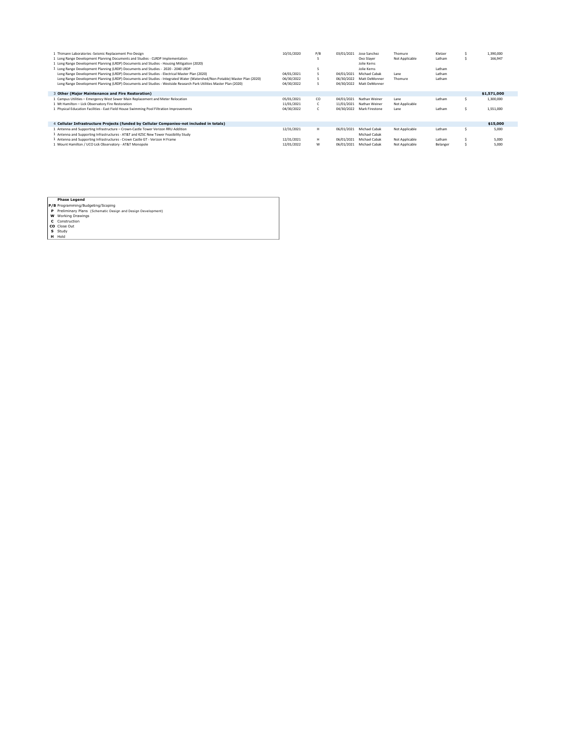| | | | | | | | | |
|---|---|---|---|---|---|---|---|---|
| 1 | Thimann Laboratories -Seismic Replacement Pre-Design | 10/31/2020 | P/B | 03/01/2021 | Jose Sanchez | Thomure | Kletzer | $ 1,390,000 |
| 1 | Long Range Development Planning Documents and Studies - CLRDP Implementation | | S | | Oxo Slayer | Not Applicable | Latham | $ 166,947 |
| 1 | Long Range Development Planning (LRDP) Documents and Studies - Housing Mitigation (2020) | | | | Jolie Kerns | | | |
| 1 | Long Range Development Planning (LRDP) Documents and Studies - 2020 - 2040 LRDP | | S | | Jolie Kerns | | Latham | |
| | Long Range Development Planning (LRDP) Documents and Studies - Electrical Master Plan (2020) | 04/01/2021 | S | 04/01/2021 | Michael Cabak | Lane | Latham | |
| | Long Range Development Planning (LRDP) Documents and Studies - Integrated Water (Watershed/Non-Potable) Master Plan (2020) | 06/30/2022 | S | 06/30/2022 | Matt DeMonner | Thomure | Latham | |
| | Long Range Development Planning (LRDP) Documents and Studies - Westside Research Park Utilities Master Plan (2020) | 04/30/2022 | S | 04/30/2022 | Matt DeMonner | | | |
| 3 | **Other (Major Maintenance and Fire Restoration)** | | | | | | | **$1,571,000** |
| 1 | Campus Utilities – Emergency West Sewer Main Replacement and Meter Relocation | 05/01/2021 | CO | 04/01/2021 | Nathan Weiner | Lane | Latham | $ 1,300,000 |
| 1 | Mt Hamilton – Lick Observatory Fire Restoration | 11/01/2021 | C | 11/01/2021 | Nathan Weiner | Not Applicable | | |
| 1 | Physical Education Facilities - East Field House Swimming Pool Filtration Improvements | 04/30/2022 | C | 04/30/2022 | Mark Firestone | Lane | Latham | $ 1,551,000 |
| 4 | **Cellular Infrastructure Projects (funded by Cellular Companies-not included in totals)** | | | | | | | **$15,000** |
| 1 | Antenna and Supporting Infrastructure – Crown-Castle Tower Verizon RRU Addition | 12/31/2021 | H | 06/01/2021 | Michael Cabak | Not Applicable | Latham | $ 5,000 |
| 1 | Antenna and Supporting Infrastructures - AT&T and KZSC New Tower Feasibility Study | | | | Michael Cabak | | | |
| 1 | Antenna and Supporting Infrastructures - Crown Castle GT - Verizon H Frame | 12/31/2021 | H | 06/01/2021 | Michael Cabak | Not Applicable | Latham | $ 5,000 |
| 1 | Mount Hamilton / UCO Lick Observatory - AT&T Monopole | 12/01/2022 | W | 06/01/2021 | Michael Cabak | Not Applicable | Belanger | $ 5,000 |

**Phase Legend**

**P/B** Programming/Budgeting/Scoping
**P** Preliminary Plans (Schematic Design and Design Development)
**W** Working Drawings
**C** Construction
**CO** Close Out
**S** Study
**H** Hold